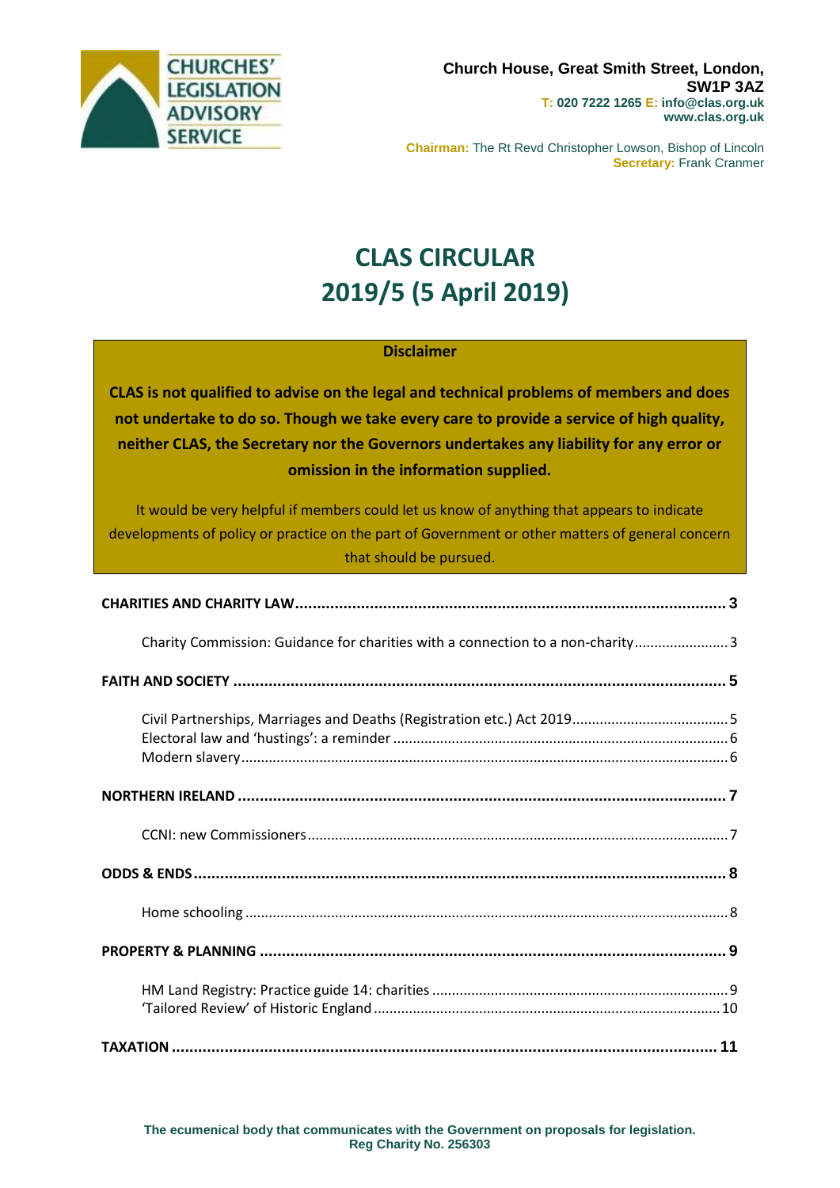CHURCHES' LEGISLATION ADVISORY SERVICE

**Church House, Great Smith Street, London, SW1P 3AZ**
**T: 020 7222 1265 E: info@clas.org.uk**
**www.clas.org.uk**

**Chairman:** The Rt Revd Christopher Lowson, Bishop of Lincoln
**Secretary:** Frank Cranmer

# CLAS CIRCULAR 2019/5 (5 April 2019)

**Disclaimer**

**CLAS is not qualified to advise on the legal and technical problems of members and does not undertake to do so. Though we take every care to provide a service of high quality, neither CLAS, the Secretary nor the Governors undertakes any liability for any error or omission in the information supplied.**

It would be very helpful if members could let us know of anything that appears to indicate developments of policy or practice on the part of Government or other matters of general concern that should be pursued.

**CHARITIES AND CHARITY LAW** .......... 3

- Charity Commission: Guidance for charities with a connection to a non-charity .......... 3

**FAITH AND SOCIETY** .......... 5

- Civil Partnerships, Marriages and Deaths (Registration etc.) Act 2019 .......... 5
- Electoral law and 'hustings': a reminder .......... 6
- Modern slavery .......... 6

**NORTHERN IRELAND** .......... 7

- CCNI: new Commissioners .......... 7

**ODDS & ENDS** .......... 8

- Home schooling .......... 8

**PROPERTY & PLANNING** .......... 9

- HM Land Registry: Practice guide 14: charities .......... 9
- 'Tailored Review' of Historic England .......... 10

**TAXATION** .......... 11

**The ecumenical body that communicates with the Government on proposals for legislation.**
**Reg Charity No. 256303**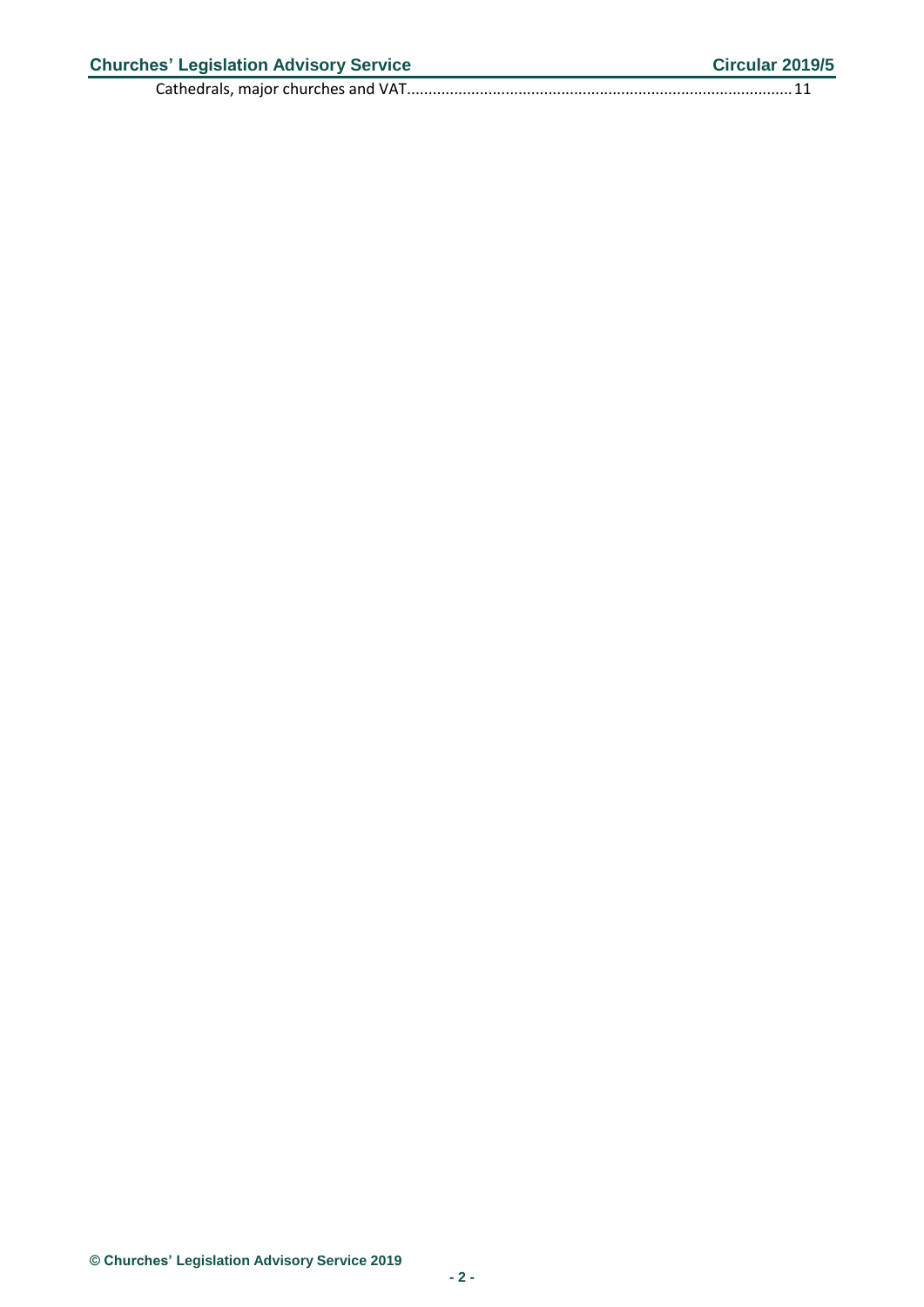Cathedrals, major churches and VAT........................................................................................11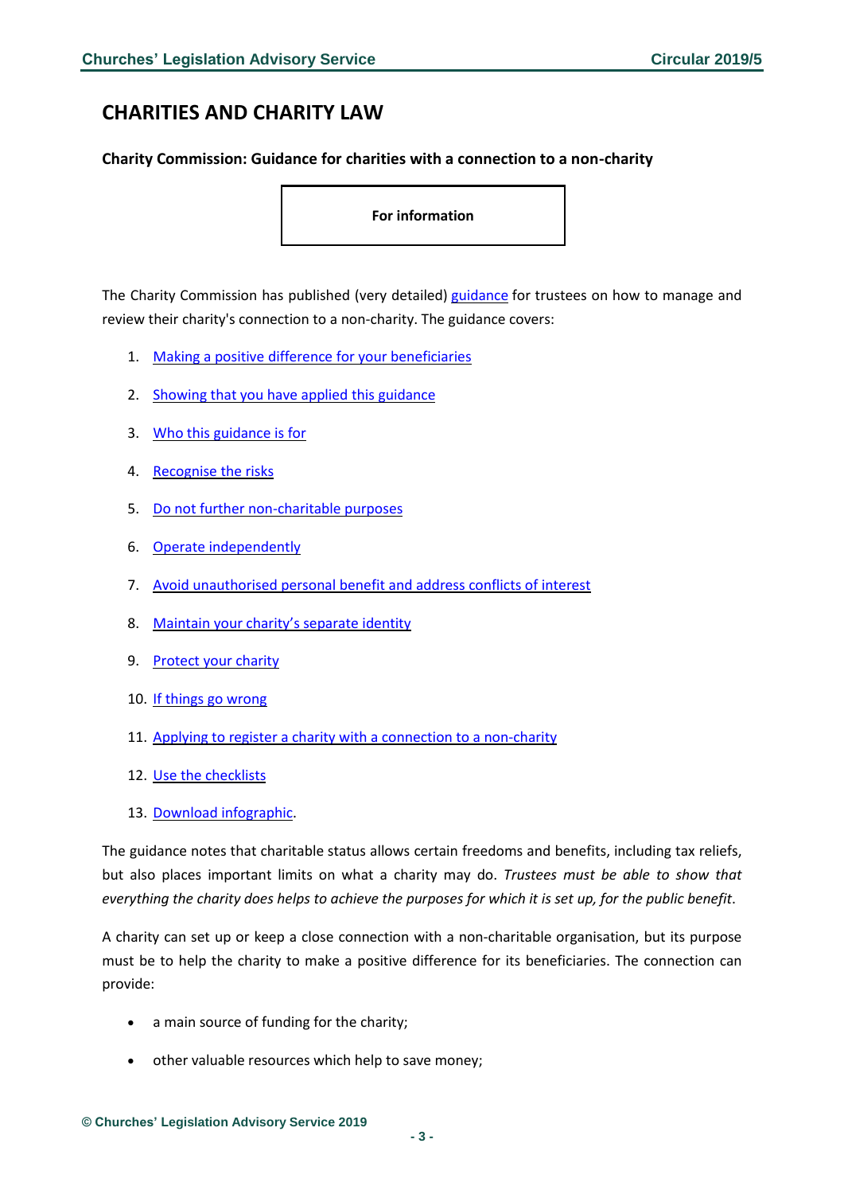# CHARITIES AND CHARITY LAW

**Charity Commission: Guidance for charities with a connection to a non-charity**

**For information**

The Charity Commission has published (very detailed) guidance for trustees on how to manage and review their charity's connection to a non-charity. The guidance covers:

1. Making a positive difference for your beneficiaries
2. Showing that you have applied this guidance
3. Who this guidance is for
4. Recognise the risks
5. Do not further non-charitable purposes
6. Operate independently
7. Avoid unauthorised personal benefit and address conflicts of interest
8. Maintain your charity's separate identity
9. Protect your charity
10. If things go wrong
11. Applying to register a charity with a connection to a non-charity
12. Use the checklists
13. Download infographic.

The guidance notes that charitable status allows certain freedoms and benefits, including tax reliefs, but also places important limits on what a charity may do. *Trustees must be able to show that everything the charity does helps to achieve the purposes for which it is set up, for the public benefit*.

A charity can set up or keep a close connection with a non-charitable organisation, but its purpose must be to help the charity to make a positive difference for its beneficiaries. The connection can provide:

- a main source of funding for the charity;
- other valuable resources which help to save money;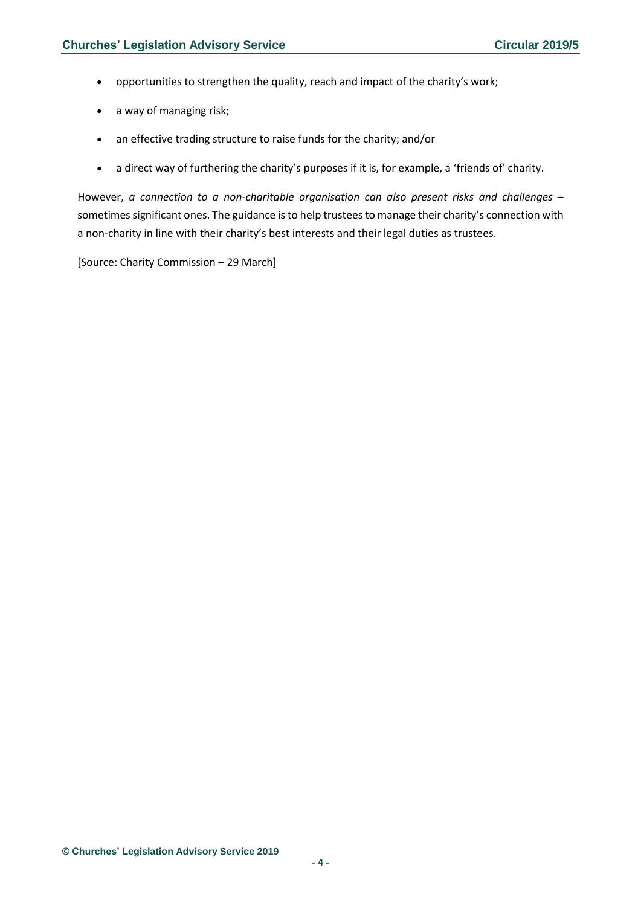- opportunities to strengthen the quality, reach and impact of the charity's work;
- a way of managing risk;
- an effective trading structure to raise funds for the charity; and/or
- a direct way of furthering the charity's purposes if it is, for example, a 'friends of' charity.

However, *a connection to a non-charitable organisation can also present risks and challenges* – sometimes significant ones. The guidance is to help trustees to manage their charity's connection with a non-charity in line with their charity's best interests and their legal duties as trustees.

[Source: Charity Commission – 29 March]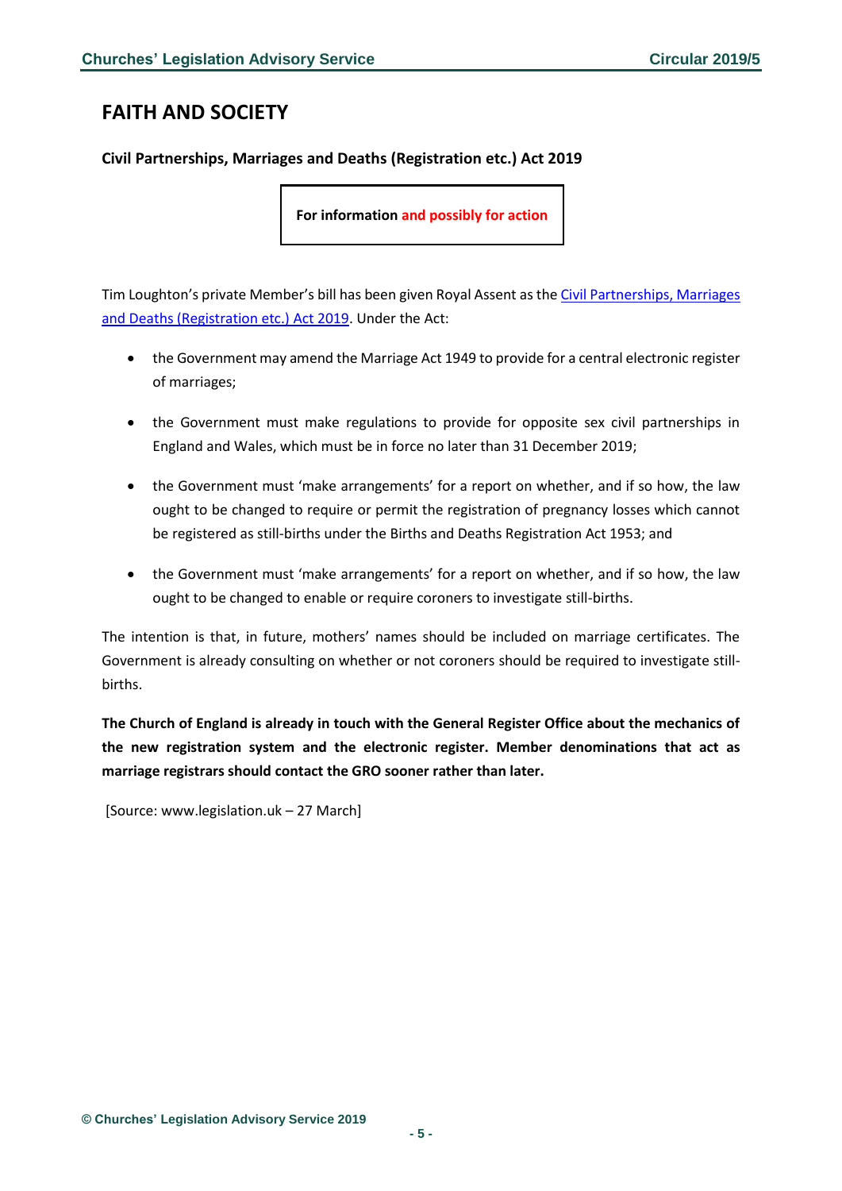## FAITH AND SOCIETY

### Civil Partnerships, Marriages and Deaths (Registration etc.) Act 2019

**For information and possibly for action**

Tim Loughton's private Member's bill has been given Royal Assent as the Civil Partnerships, Marriages and Deaths (Registration etc.) Act 2019. Under the Act:

- the Government may amend the Marriage Act 1949 to provide for a central electronic register of marriages;
- the Government must make regulations to provide for opposite sex civil partnerships in England and Wales, which must be in force no later than 31 December 2019;
- the Government must 'make arrangements' for a report on whether, and if so how, the law ought to be changed to require or permit the registration of pregnancy losses which cannot be registered as still-births under the Births and Deaths Registration Act 1953; and
- the Government must 'make arrangements' for a report on whether, and if so how, the law ought to be changed to enable or require coroners to investigate still-births.

The intention is that, in future, mothers' names should be included on marriage certificates. The Government is already consulting on whether or not coroners should be required to investigate still-births.

**The Church of England is already in touch with the General Register Office about the mechanics of the new registration system and the electronic register. Member denominations that act as marriage registrars should contact the GRO sooner rather than later.**

[Source: www.legislation.uk – 27 March]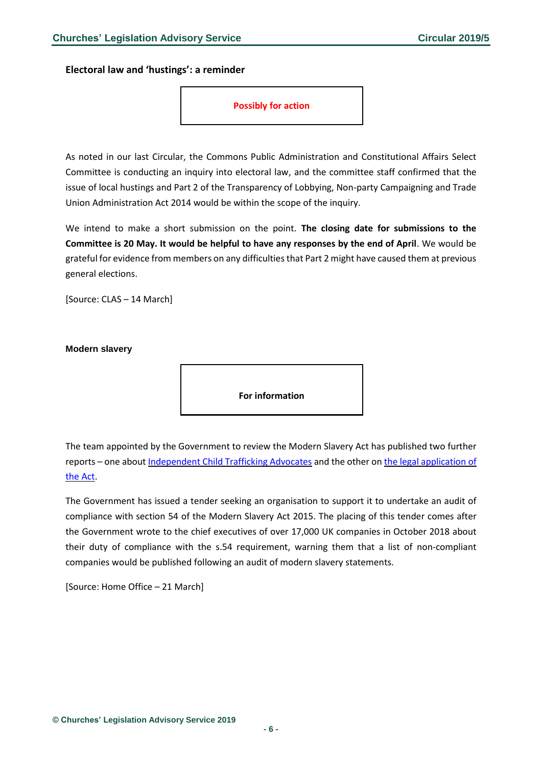### Electoral law and 'hustings': a reminder

**Possibly for action**

As noted in our last Circular, the Commons Public Administration and Constitutional Affairs Select Committee is conducting an inquiry into electoral law, and the committee staff confirmed that the issue of local hustings and Part 2 of the Transparency of Lobbying, Non-party Campaigning and Trade Union Administration Act 2014 would be within the scope of the inquiry.

We intend to make a short submission on the point. **The closing date for submissions to the Committee is 20 May. It would be helpful to have any responses by the end of April**. We would be grateful for evidence from members on any difficulties that Part 2 might have caused them at previous general elections.

[Source: CLAS – 14 March]

### Modern slavery

**For information**

The team appointed by the Government to review the Modern Slavery Act has published two further reports – one about Independent Child Trafficking Advocates and the other on the legal application of the Act.

The Government has issued a tender seeking an organisation to support it to undertake an audit of compliance with section 54 of the Modern Slavery Act 2015. The placing of this tender comes after the Government wrote to the chief executives of over 17,000 UK companies in October 2018 about their duty of compliance with the s.54 requirement, warning them that a list of non-compliant companies would be published following an audit of modern slavery statements.

[Source: Home Office – 21 March]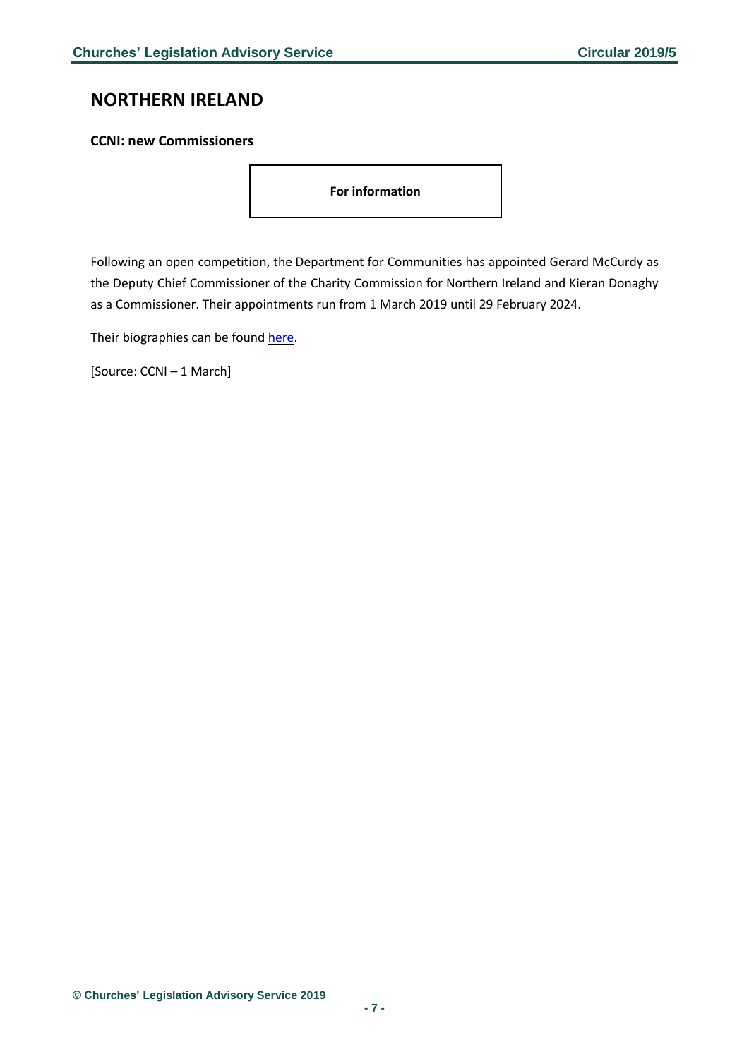# NORTHERN IRELAND

**CCNI: new Commissioners**

**For information**

Following an open competition, the Department for Communities has appointed Gerard McCurdy as the Deputy Chief Commissioner of the Charity Commission for Northern Ireland and Kieran Donaghy as a Commissioner. Their appointments run from 1 March 2019 until 29 February 2024.

Their biographies can be found here.

[Source: CCNI – 1 March]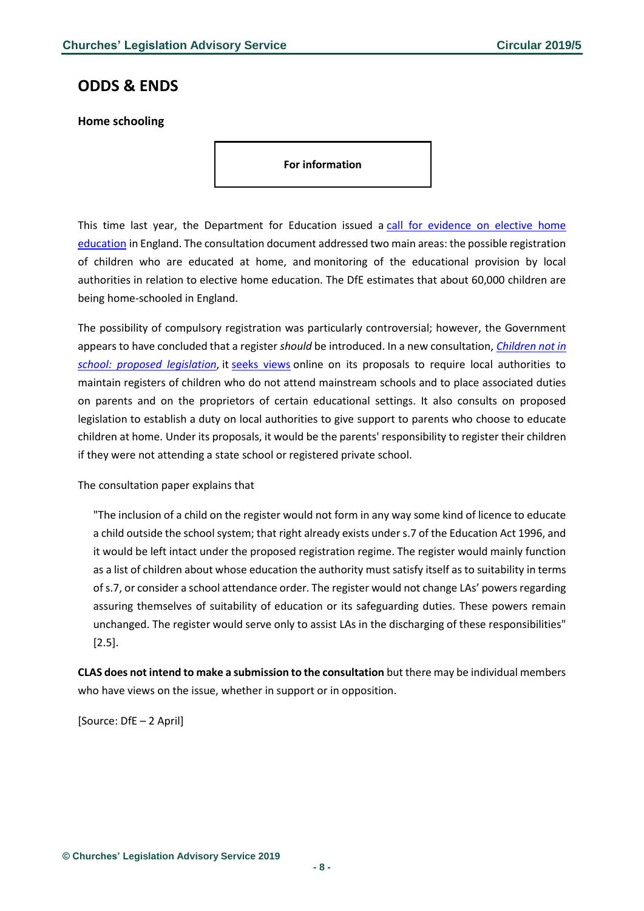## ODDS & ENDS

### Home schooling

**For information**

This time last year, the Department for Education issued a call for evidence on elective home education in England. The consultation document addressed two main areas: the possible registration of children who are educated at home, and monitoring of the educational provision by local authorities in relation to elective home education. The DfE estimates that about 60,000 children are being home-schooled in England.

The possibility of compulsory registration was particularly controversial; however, the Government appears to have concluded that a register *should* be introduced. In a new consultation, *Children not in school: proposed legislation*, it seeks views online on its proposals to require local authorities to maintain registers of children who do not attend mainstream schools and to place associated duties on parents and on the proprietors of certain educational settings. It also consults on proposed legislation to establish a duty on local authorities to give support to parents who choose to educate children at home. Under its proposals, it would be the parents' responsibility to register their children if they were not attending a state school or registered private school.

The consultation paper explains that

> "The inclusion of a child on the register would not form in any way some kind of licence to educate a child outside the school system; that right already exists under s.7 of the Education Act 1996, and it would be left intact under the proposed registration regime. The register would mainly function as a list of children about whose education the authority must satisfy itself as to suitability in terms of s.7, or consider a school attendance order. The register would not change LAs' powers regarding assuring themselves of suitability of education or its safeguarding duties. These powers remain unchanged. The register would serve only to assist LAs in the discharging of these responsibilities" [2.5].

**CLAS does not intend to make a submission to the consultation** but there may be individual members who have views on the issue, whether in support or in opposition.

[Source: DfE – 2 April]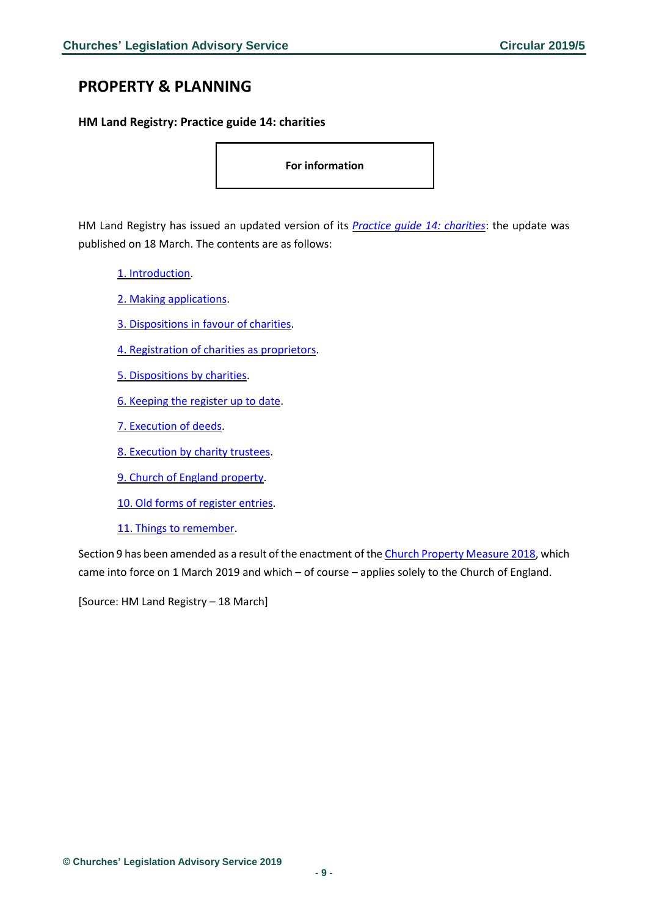## PROPERTY & PLANNING

### HM Land Registry: Practice guide 14: charities

**For information**

HM Land Registry has issued an updated version of its *Practice guide 14: charities*: the update was published on 18 March. The contents are as follows:

1. Introduction.
2. Making applications.
3. Dispositions in favour of charities.
4. Registration of charities as proprietors.
5. Dispositions by charities.
6. Keeping the register up to date.
7. Execution of deeds.
8. Execution by charity trustees.
9. Church of England property.
10. Old forms of register entries.
11. Things to remember.

Section 9 has been amended as a result of the enactment of the Church Property Measure 2018, which came into force on 1 March 2019 and which – of course – applies solely to the Church of England.

[Source: HM Land Registry – 18 March]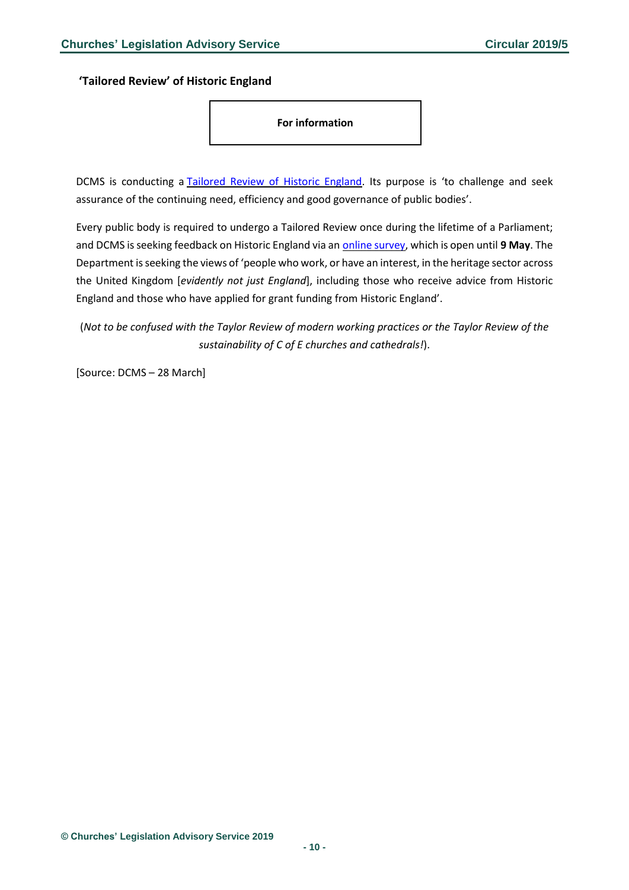## 'Tailored Review' of Historic England

**For information**

DCMS is conducting a Tailored Review of Historic England. Its purpose is 'to challenge and seek assurance of the continuing need, efficiency and good governance of public bodies'.

Every public body is required to undergo a Tailored Review once during the lifetime of a Parliament; and DCMS is seeking feedback on Historic England via an online survey, which is open until **9 May**. The Department is seeking the views of 'people who work, or have an interest, in the heritage sector across the United Kingdom [*evidently not just England*], including those who receive advice from Historic England and those who have applied for grant funding from Historic England'.

(*Not to be confused with the Taylor Review of modern working practices or the Taylor Review of the sustainability of C of E churches and cathedrals!*).

[Source: DCMS – 28 March]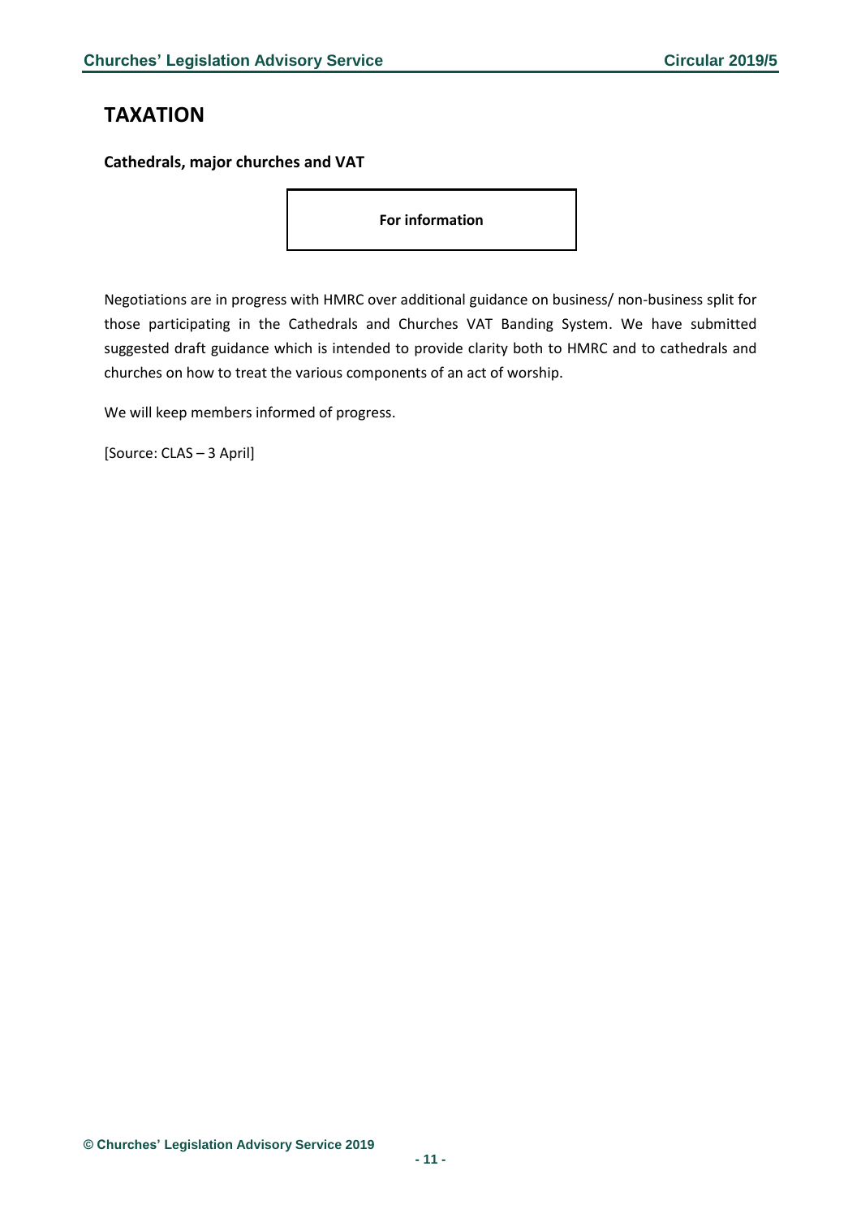# TAXATION

**Cathedrals, major churches and VAT**

**For information**

Negotiations are in progress with HMRC over additional guidance on business/ non-business split for those participating in the Cathedrals and Churches VAT Banding System. We have submitted suggested draft guidance which is intended to provide clarity both to HMRC and to cathedrals and churches on how to treat the various components of an act of worship.

We will keep members informed of progress.

[Source: CLAS – 3 April]